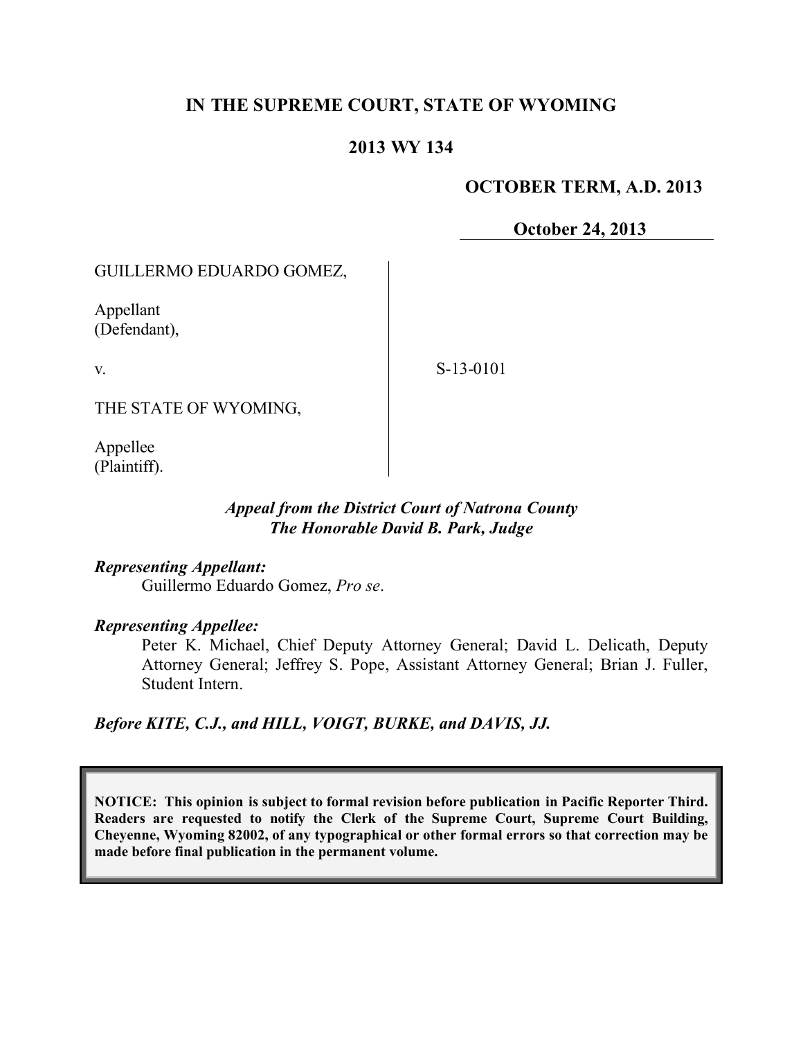# IN THE SUPREME COURT, STATE OF WYOMING

## 2013 WY 134

**OCTOBER TERM, A.D. 2013**

**October 24, 2013**

GUILLERMO EDUARDO GOMEZ,

Appellant
(Defendant),

v.

THE STATE OF WYOMING,

Appellee
(Plaintiff).

S-13-0101

***Appeal from the District Court of Natrona County***
***The Honorable David B. Park, Judge***

***Representing Appellant:***
Guillermo Eduardo Gomez, *Pro se*.

***Representing Appellee:***
Peter K. Michael, Chief Deputy Attorney General; David L. Delicath, Deputy Attorney General; Jeffrey S. Pope, Assistant Attorney General; Brian J. Fuller, Student Intern.

***Before KITE, C.J., and HILL, VOIGT, BURKE, and DAVIS, JJ.***

**NOTICE: This opinion is subject to formal revision before publication in Pacific Reporter Third. Readers are requested to notify the Clerk of the Supreme Court, Supreme Court Building, Cheyenne, Wyoming 82002, of any typographical or other formal errors so that correction may be made before final publication in the permanent volume.**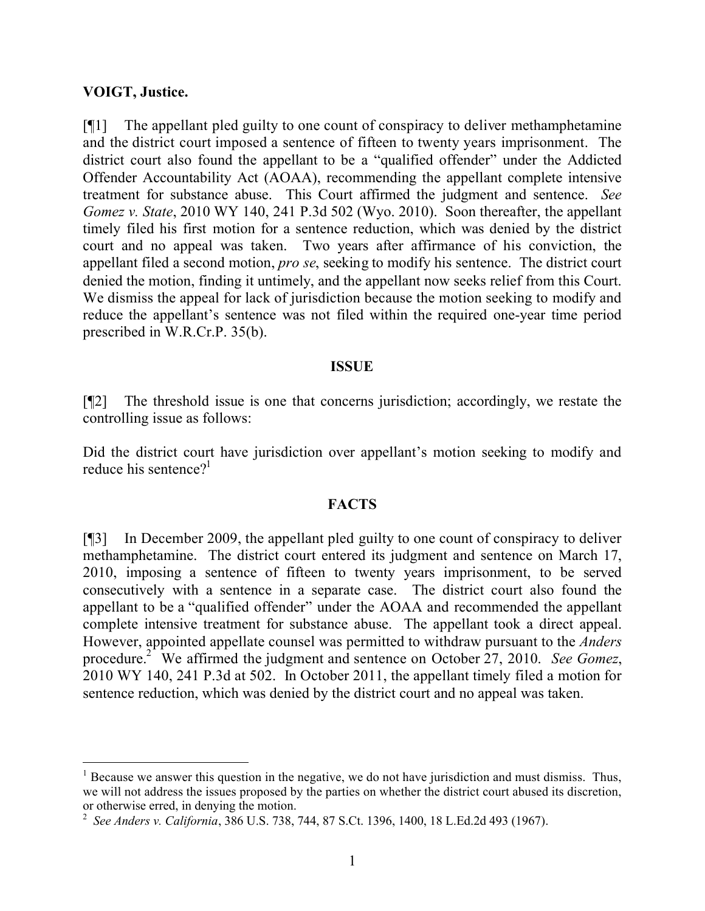**VOIGT, Justice.**

[¶1] The appellant pled guilty to one count of conspiracy to deliver methamphetamine and the district court imposed a sentence of fifteen to twenty years imprisonment. The district court also found the appellant to be a "qualified offender" under the Addicted Offender Accountability Act (AOAA), recommending the appellant complete intensive treatment for substance abuse. This Court affirmed the judgment and sentence. *See Gomez v. State*, 2010 WY 140, 241 P.3d 502 (Wyo. 2010). Soon thereafter, the appellant timely filed his first motion for a sentence reduction, which was denied by the district court and no appeal was taken. Two years after affirmance of his conviction, the appellant filed a second motion, *pro se*, seeking to modify his sentence. The district court denied the motion, finding it untimely, and the appellant now seeks relief from this Court. We dismiss the appeal for lack of jurisdiction because the motion seeking to modify and reduce the appellant's sentence was not filed within the required one-year time period prescribed in W.R.Cr.P. 35(b).

## ISSUE

[¶2] The threshold issue is one that concerns jurisdiction; accordingly, we restate the controlling issue as follows:

Did the district court have jurisdiction over appellant's motion seeking to modify and reduce his sentence?[1]

## FACTS

[¶3] In December 2009, the appellant pled guilty to one count of conspiracy to deliver methamphetamine. The district court entered its judgment and sentence on March 17, 2010, imposing a sentence of fifteen to twenty years imprisonment, to be served consecutively with a sentence in a separate case. The district court also found the appellant to be a "qualified offender" under the AOAA and recommended the appellant complete intensive treatment for substance abuse. The appellant took a direct appeal. However, appointed appellate counsel was permitted to withdraw pursuant to the *Anders* procedure.[2] We affirmed the judgment and sentence on October 27, 2010. *See Gomez*, 2010 WY 140, 241 P.3d at 502. In October 2011, the appellant timely filed a motion for sentence reduction, which was denied by the district court and no appeal was taken.

---

[1] Because we answer this question in the negative, we do not have jurisdiction and must dismiss. Thus, we will not address the issues proposed by the parties on whether the district court abused its discretion, or otherwise erred, in denying the motion.

[2] *See Anders v. California*, 386 U.S. 738, 744, 87 S.Ct. 1396, 1400, 18 L.Ed.2d 493 (1967).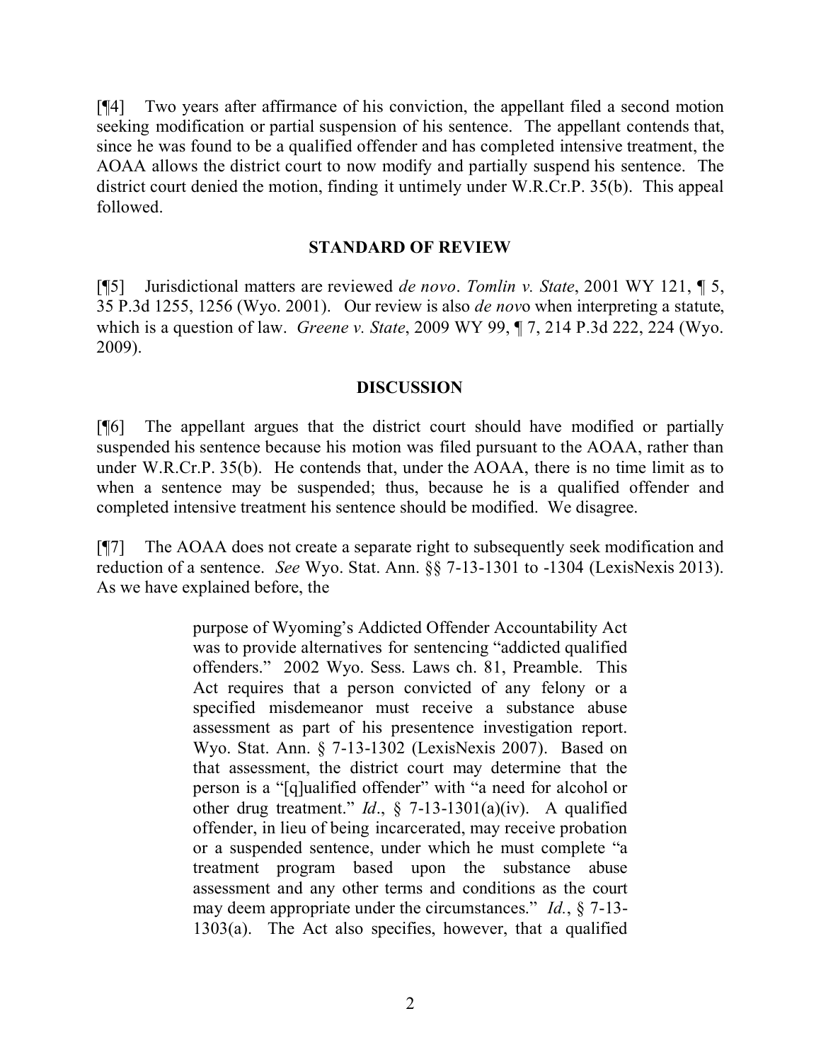[¶4] Two years after affirmance of his conviction, the appellant filed a second motion seeking modification or partial suspension of his sentence. The appellant contends that, since he was found to be a qualified offender and has completed intensive treatment, the AOAA allows the district court to now modify and partially suspend his sentence. The district court denied the motion, finding it untimely under W.R.Cr.P. 35(b). This appeal followed.

## STANDARD OF REVIEW

[¶5] Jurisdictional matters are reviewed *de novo*. *Tomlin v. State*, 2001 WY 121, ¶ 5, 35 P.3d 1255, 1256 (Wyo. 2001). Our review is also *de novo* when interpreting a statute, which is a question of law. *Greene v. State*, 2009 WY 99, ¶ 7, 214 P.3d 222, 224 (Wyo. 2009).

## DISCUSSION

[¶6] The appellant argues that the district court should have modified or partially suspended his sentence because his motion was filed pursuant to the AOAA, rather than under W.R.Cr.P. 35(b). He contends that, under the AOAA, there is no time limit as to when a sentence may be suspended; thus, because he is a qualified offender and completed intensive treatment his sentence should be modified. We disagree.

[¶7] The AOAA does not create a separate right to subsequently seek modification and reduction of a sentence. *See* Wyo. Stat. Ann. §§ 7-13-1301 to -1304 (LexisNexis 2013). As we have explained before, the

> purpose of Wyoming's Addicted Offender Accountability Act was to provide alternatives for sentencing "addicted qualified offenders." 2002 Wyo. Sess. Laws ch. 81, Preamble. This Act requires that a person convicted of any felony or a specified misdemeanor must receive a substance abuse assessment as part of his presentence investigation report. Wyo. Stat. Ann. § 7-13-1302 (LexisNexis 2007). Based on that assessment, the district court may determine that the person is a "[q]ualified offender" with "a need for alcohol or other drug treatment." *Id*., § 7-13-1301(a)(iv). A qualified offender, in lieu of being incarcerated, may receive probation or a suspended sentence, under which he must complete "a treatment program based upon the substance abuse assessment and any other terms and conditions as the court may deem appropriate under the circumstances." *Id.*, § 7-13-1303(a). The Act also specifies, however, that a qualified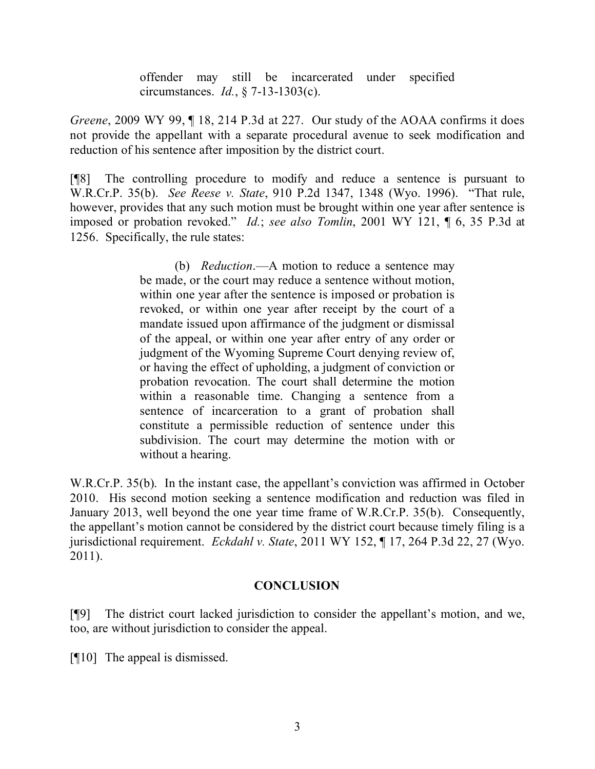> offender may still be incarcerated under specified circumstances. *Id.*, § 7-13-1303(c).

*Greene*, 2009 WY 99, ¶ 18, 214 P.3d at 227. Our study of the AOAA confirms it does not provide the appellant with a separate procedural avenue to seek modification and reduction of his sentence after imposition by the district court.

[¶8] The controlling procedure to modify and reduce a sentence is pursuant to W.R.Cr.P. 35(b). *See Reese v. State*, 910 P.2d 1347, 1348 (Wyo. 1996). "That rule, however, provides that any such motion must be brought within one year after sentence is imposed or probation revoked." *Id.*; *see also Tomlin*, 2001 WY 121, ¶ 6, 35 P.3d at 1256. Specifically, the rule states:

> (b) *Reduction*.—A motion to reduce a sentence may be made, or the court may reduce a sentence without motion, within one year after the sentence is imposed or probation is revoked, or within one year after receipt by the court of a mandate issued upon affirmance of the judgment or dismissal of the appeal, or within one year after entry of any order or judgment of the Wyoming Supreme Court denying review of, or having the effect of upholding, a judgment of conviction or probation revocation. The court shall determine the motion within a reasonable time. Changing a sentence from a sentence of incarceration to a grant of probation shall constitute a permissible reduction of sentence under this subdivision. The court may determine the motion with or without a hearing.

W.R.Cr.P. 35(b). In the instant case, the appellant's conviction was affirmed in October 2010. His second motion seeking a sentence modification and reduction was filed in January 2013, well beyond the one year time frame of W.R.Cr.P. 35(b). Consequently, the appellant's motion cannot be considered by the district court because timely filing is a jurisdictional requirement. *Eckdahl v. State*, 2011 WY 152, ¶ 17, 264 P.3d 22, 27 (Wyo. 2011).

## CONCLUSION

[¶9] The district court lacked jurisdiction to consider the appellant's motion, and we, too, are without jurisdiction to consider the appeal.

[¶10] The appeal is dismissed.